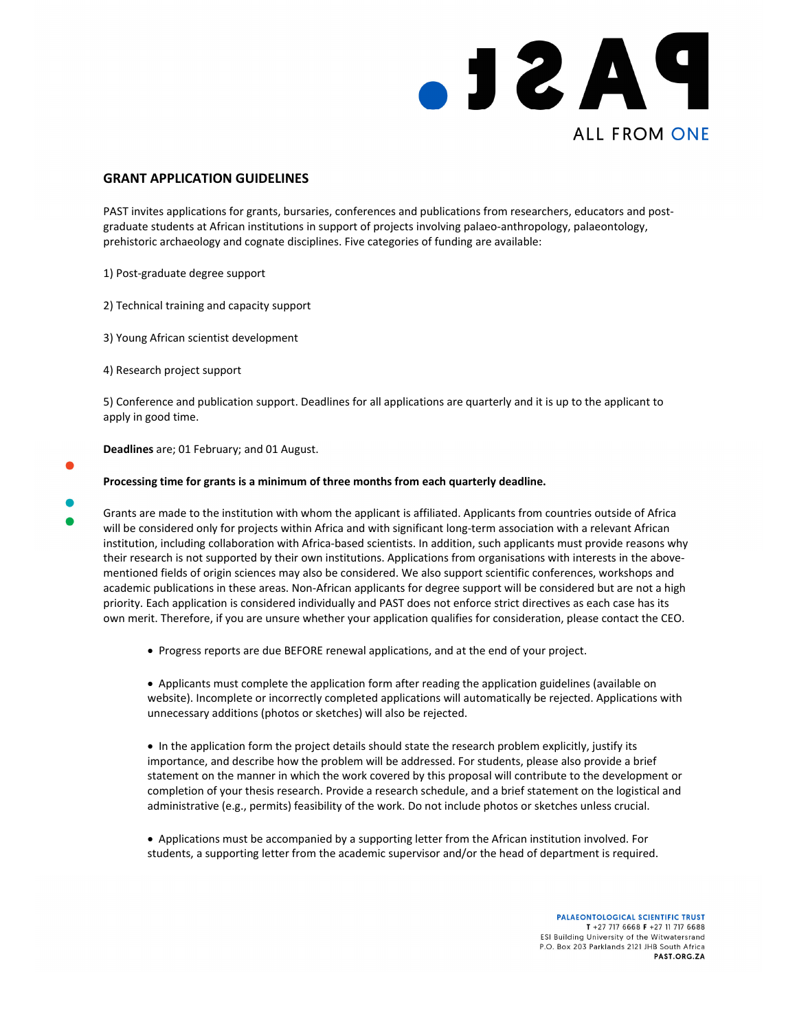## GRANT APPLICATION GUIDELINES

PAST invites applications for grants, bursaries, conferences and publications from researchers, educators and post-graduate students at African institutions in support of projects involving palaeo-anthropology, palaeontology, prehistoric archaeology and cognate disciplines. Five categories of funding are available:

1) Post-graduate degree support

2) Technical training and capacity support

3) Young African scientist development

4) Research project support

5) Conference and publication support. Deadlines for all applications are quarterly and it is up to the applicant to apply in good time.

**Deadlines** are; 01 February; and 01 August.

**Processing time for grants is a minimum of three months from each quarterly deadline.**

Grants are made to the institution with whom the applicant is affiliated. Applicants from countries outside of Africa will be considered only for projects within Africa and with significant long-term association with a relevant African institution, including collaboration with Africa-based scientists. In addition, such applicants must provide reasons why their research is not supported by their own institutions. Applications from organisations with interests in the above-mentioned fields of origin sciences may also be considered. We also support scientific conferences, workshops and academic publications in these areas. Non-African applicants for degree support will be considered but are not a high priority. Each application is considered individually and PAST does not enforce strict directives as each case has its own merit. Therefore, if you are unsure whether your application qualifies for consideration, please contact the CEO.

- Progress reports are due BEFORE renewal applications, and at the end of your project.

- Applicants must complete the application form after reading the application guidelines (available on website). Incomplete or incorrectly completed applications will automatically be rejected. Applications with unnecessary additions (photos or sketches) will also be rejected.

- In the application form the project details should state the research problem explicitly, justify its importance, and describe how the problem will be addressed. For students, please also provide a brief statement on the manner in which the work covered by this proposal will contribute to the development or completion of your thesis research. Provide a research schedule, and a brief statement on the logistical and administrative (e.g., permits) feasibility of the work. Do not include photos or sketches unless crucial.

- Applications must be accompanied by a supporting letter from the African institution involved. For students, a supporting letter from the academic supervisor and/or the head of department is required.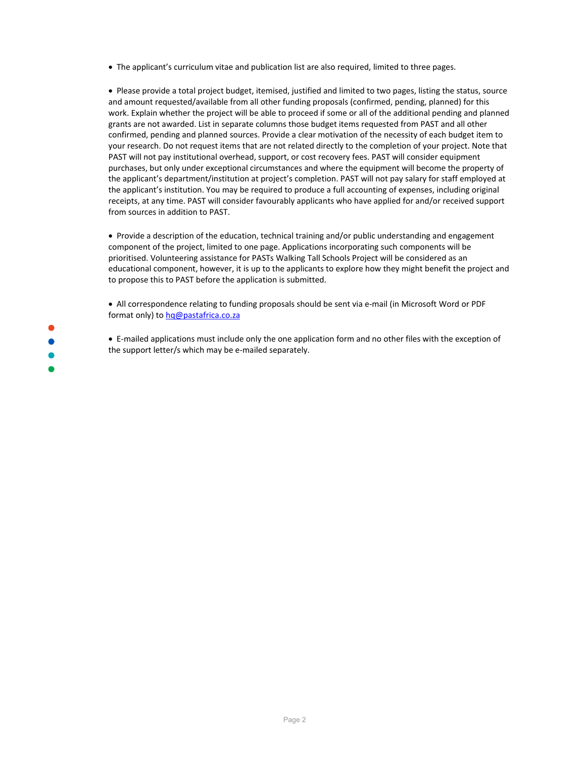- The applicant's curriculum vitae and publication list are also required, limited to three pages.

- Please provide a total project budget, itemised, justified and limited to two pages, listing the status, source and amount requested/available from all other funding proposals (confirmed, pending, planned) for this work. Explain whether the project will be able to proceed if some or all of the additional pending and planned grants are not awarded. List in separate columns those budget items requested from PAST and all other confirmed, pending and planned sources. Provide a clear motivation of the necessity of each budget item to your research. Do not request items that are not related directly to the completion of your project. Note that PAST will not pay institutional overhead, support, or cost recovery fees. PAST will consider equipment purchases, but only under exceptional circumstances and where the equipment will become the property of the applicant's department/institution at project's completion. PAST will not pay salary for staff employed at the applicant's institution. You may be required to produce a full accounting of expenses, including original receipts, at any time. PAST will consider favourably applicants who have applied for and/or received support from sources in addition to PAST.

- Provide a description of the education, technical training and/or public understanding and engagement component of the project, limited to one page. Applications incorporating such components will be prioritised. Volunteering assistance for PASTs Walking Tall Schools Project will be considered as an educational component, however, it is up to the applicants to explore how they might benefit the project and to propose this to PAST before the application is submitted.

- All correspondence relating to funding proposals should be sent via e-mail (in Microsoft Word or PDF format only) to [hq@pastafrica.co.za](mailto:hq@pastafrica.co.za)

- E-mailed applications must include only the one application form and no other files with the exception of the support letter/s which may be e-mailed separately.